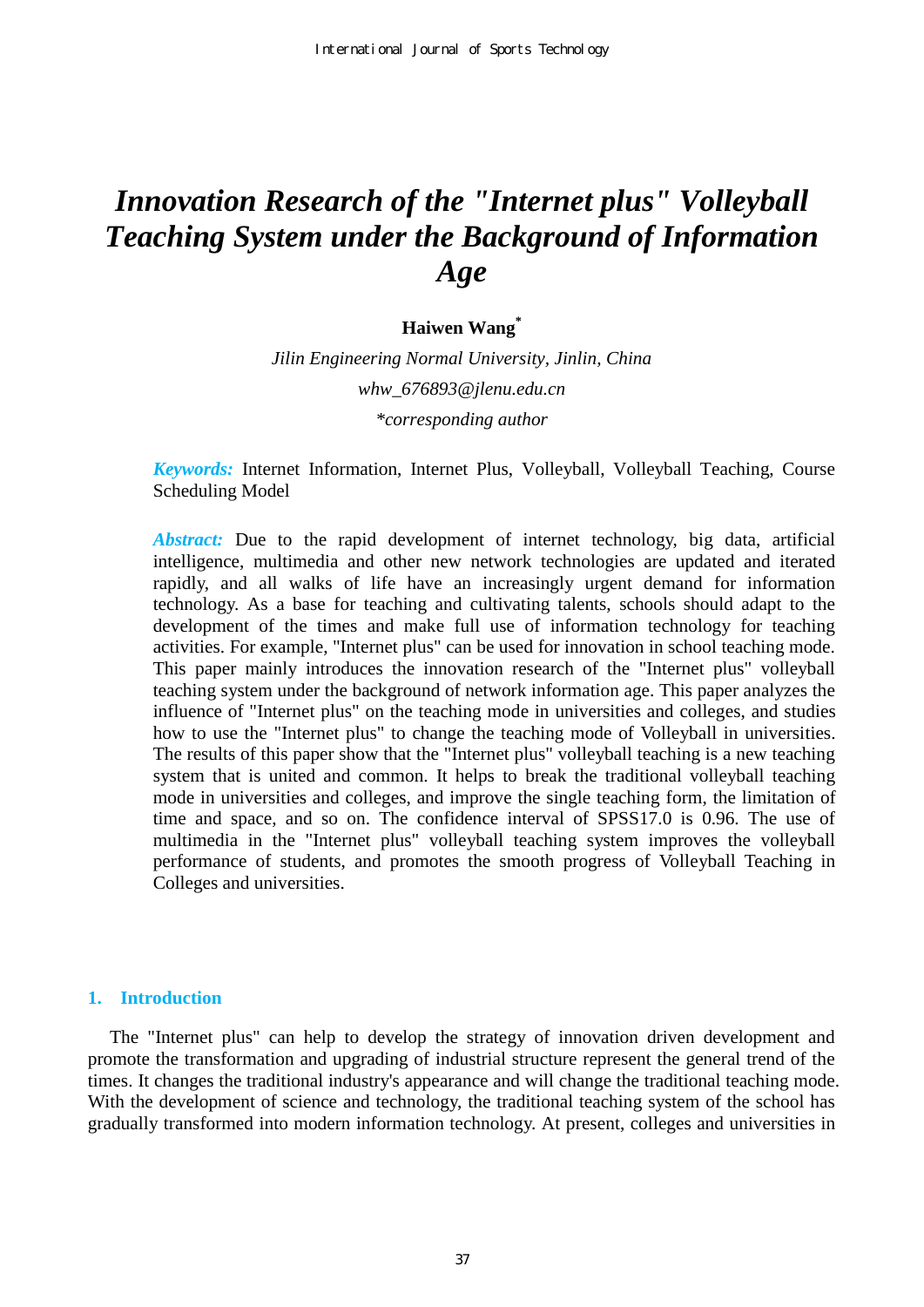# *Innovation Research of the "Internet plus" Volleyball Teaching System under the Background of Information Age*

**Haiwen Wang***

*Jilin Engineering Normal University, Jinlin, China*

*whw_676893@jlenu.edu.cn*

*\*corresponding author*

***Keywords:*** Internet Information, Internet Plus, Volleyball, Volleyball Teaching, Course Scheduling Model

***Abstract:*** Due to the rapid development of internet technology, big data, artificial intelligence, multimedia and other new network technologies are updated and iterated rapidly, and all walks of life have an increasingly urgent demand for information technology. As a base for teaching and cultivating talents, schools should adapt to the development of the times and make full use of information technology for teaching activities. For example, "Internet plus" can be used for innovation in school teaching mode. This paper mainly introduces the innovation research of the "Internet plus" volleyball teaching system under the background of network information age. This paper analyzes the influence of "Internet plus" on the teaching mode in universities and colleges, and studies how to use the "Internet plus" to change the teaching mode of Volleyball in universities. The results of this paper show that the "Internet plus" volleyball teaching is a new teaching system that is united and common. It helps to break the traditional volleyball teaching mode in universities and colleges, and improve the single teaching form, the limitation of time and space, and so on. The confidence interval of SPSS17.0 is 0.96. The use of multimedia in the "Internet plus" volleyball teaching system improves the volleyball performance of students, and promotes the smooth progress of Volleyball Teaching in Colleges and universities.

## 1. Introduction

The "Internet plus" can help to develop the strategy of innovation driven development and promote the transformation and upgrading of industrial structure represent the general trend of the times. It changes the traditional industry's appearance and will change the traditional teaching mode. With the development of science and technology, the traditional teaching system of the school has gradually transformed into modern information technology. At present, colleges and universities in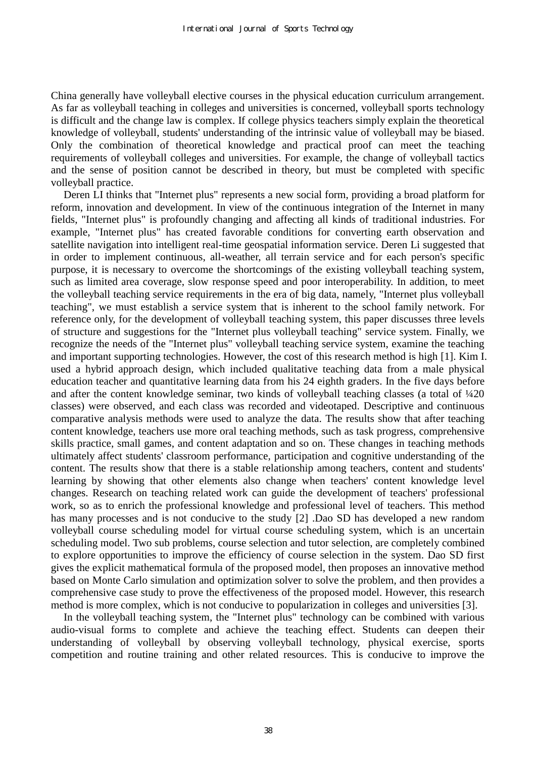China generally have volleyball elective courses in the physical education curriculum arrangement. As far as volleyball teaching in colleges and universities is concerned, volleyball sports technology is difficult and the change law is complex. If college physics teachers simply explain the theoretical knowledge of volleyball, students' understanding of the intrinsic value of volleyball may be biased. Only the combination of theoretical knowledge and practical proof can meet the teaching requirements of volleyball colleges and universities. For example, the change of volleyball tactics and the sense of position cannot be described in theory, but must be completed with specific volleyball practice.

Deren LI thinks that "Internet plus" represents a new social form, providing a broad platform for reform, innovation and development. In view of the continuous integration of the Internet in many fields, "Internet plus" is profoundly changing and affecting all kinds of traditional industries. For example, "Internet plus" has created favorable conditions for converting earth observation and satellite navigation into intelligent real-time geospatial information service. Deren Li suggested that in order to implement continuous, all-weather, all terrain service and for each person's specific purpose, it is necessary to overcome the shortcomings of the existing volleyball teaching system, such as limited area coverage, slow response speed and poor interoperability. In addition, to meet the volleyball teaching service requirements in the era of big data, namely, "Internet plus volleyball teaching", we must establish a service system that is inherent to the school family network. For reference only, for the development of volleyball teaching system, this paper discusses three levels of structure and suggestions for the "Internet plus volleyball teaching" service system. Finally, we recognize the needs of the "Internet plus" volleyball teaching service system, examine the teaching and important supporting technologies. However, the cost of this research method is high [1]. Kim I. used a hybrid approach design, which included qualitative teaching data from a male physical education teacher and quantitative learning data from his 24 eighth graders. In the five days before and after the content knowledge seminar, two kinds of volleyball teaching classes (a total of ¼20 classes) were observed, and each class was recorded and videotaped. Descriptive and continuous comparative analysis methods were used to analyze the data. The results show that after teaching content knowledge, teachers use more oral teaching methods, such as task progress, comprehensive skills practice, small games, and content adaptation and so on. These changes in teaching methods ultimately affect students' classroom performance, participation and cognitive understanding of the content. The results show that there is a stable relationship among teachers, content and students' learning by showing that other elements also change when teachers' content knowledge level changes. Research on teaching related work can guide the development of teachers' professional work, so as to enrich the professional knowledge and professional level of teachers. This method has many processes and is not conducive to the study [2] .Dao SD has developed a new random volleyball course scheduling model for virtual course scheduling system, which is an uncertain scheduling model. Two sub problems, course selection and tutor selection, are completely combined to explore opportunities to improve the efficiency of course selection in the system. Dao SD first gives the explicit mathematical formula of the proposed model, then proposes an innovative method based on Monte Carlo simulation and optimization solver to solve the problem, and then provides a comprehensive case study to prove the effectiveness of the proposed model. However, this research method is more complex, which is not conducive to popularization in colleges and universities [3].

In the volleyball teaching system, the "Internet plus" technology can be combined with various audio-visual forms to complete and achieve the teaching effect. Students can deepen their understanding of volleyball by observing volleyball technology, physical exercise, sports competition and routine training and other related resources. This is conducive to improve the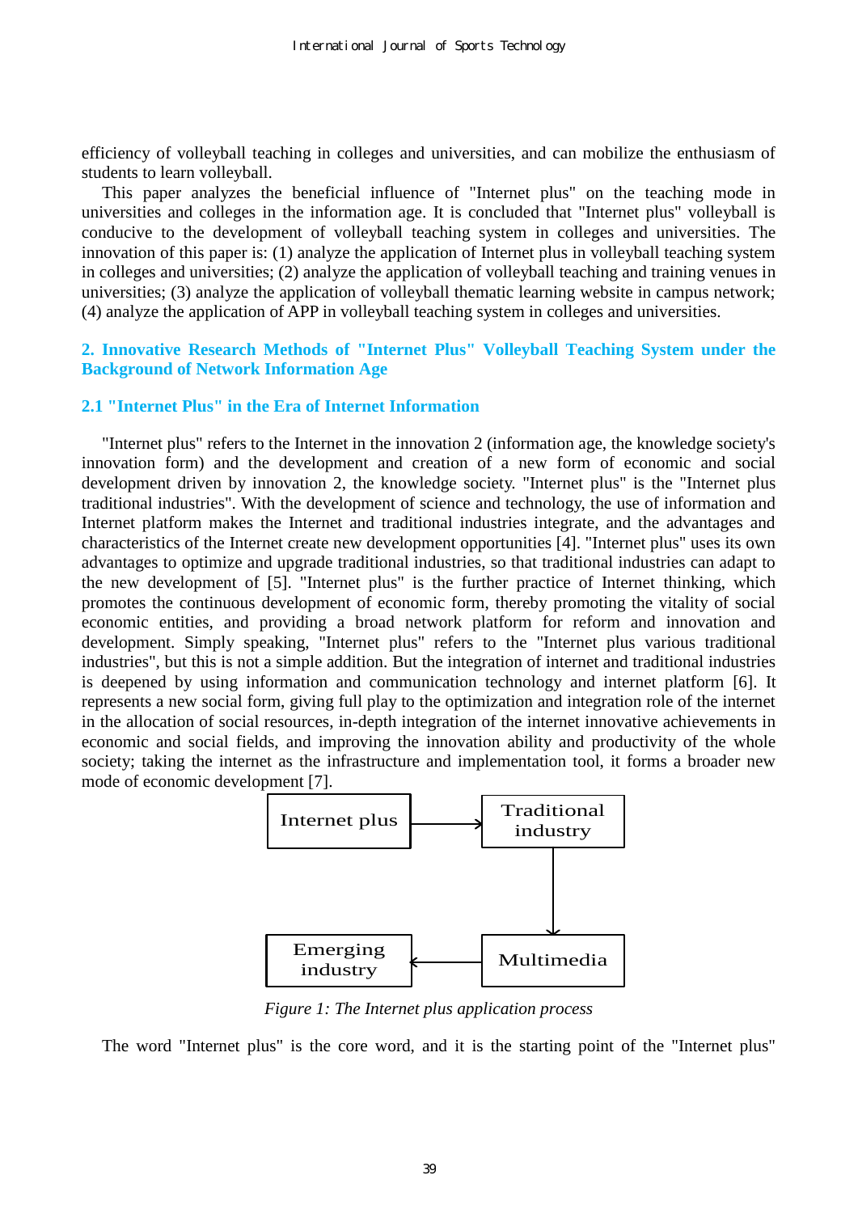efficiency of volleyball teaching in colleges and universities, and can mobilize the enthusiasm of students to learn volleyball.

This paper analyzes the beneficial influence of "Internet plus" on the teaching mode in universities and colleges in the information age. It is concluded that "Internet plus" volleyball is conducive to the development of volleyball teaching system in colleges and universities. The innovation of this paper is: (1) analyze the application of Internet plus in volleyball teaching system in colleges and universities; (2) analyze the application of volleyball teaching and training venues in universities; (3) analyze the application of volleyball thematic learning website in campus network; (4) analyze the application of APP in volleyball teaching system in colleges and universities.

## 2. Innovative Research Methods of "Internet Plus" Volleyball Teaching System under the Background of Network Information Age

### 2.1 "Internet Plus" in the Era of Internet Information

"Internet plus" refers to the Internet in the innovation 2 (information age, the knowledge society's innovation form) and the development and creation of a new form of economic and social development driven by innovation 2, the knowledge society. "Internet plus" is the "Internet plus traditional industries". With the development of science and technology, the use of information and Internet platform makes the Internet and traditional industries integrate, and the advantages and characteristics of the Internet create new development opportunities [4]. "Internet plus" uses its own advantages to optimize and upgrade traditional industries, so that traditional industries can adapt to the new development of [5]. "Internet plus" is the further practice of Internet thinking, which promotes the continuous development of economic form, thereby promoting the vitality of social economic entities, and providing a broad network platform for reform and innovation and development. Simply speaking, "Internet plus" refers to the "Internet plus various traditional industries", but this is not a simple addition. But the integration of internet and traditional industries is deepened by using information and communication technology and internet platform [6]. It represents a new social form, giving full play to the optimization and integration role of the internet in the allocation of social resources, in-depth integration of the internet innovative achievements in economic and social fields, and improving the innovation ability and productivity of the whole society; taking the internet as the infrastructure and implementation tool, it forms a broader new mode of economic development [7].

```
Internet plus  --->  Traditional industry
                            |
                            v
Emerging industry  <---  Multimedia
```

*Figure 1: The Internet plus application process*

The word "Internet plus" is the core word, and it is the starting point of the "Internet plus"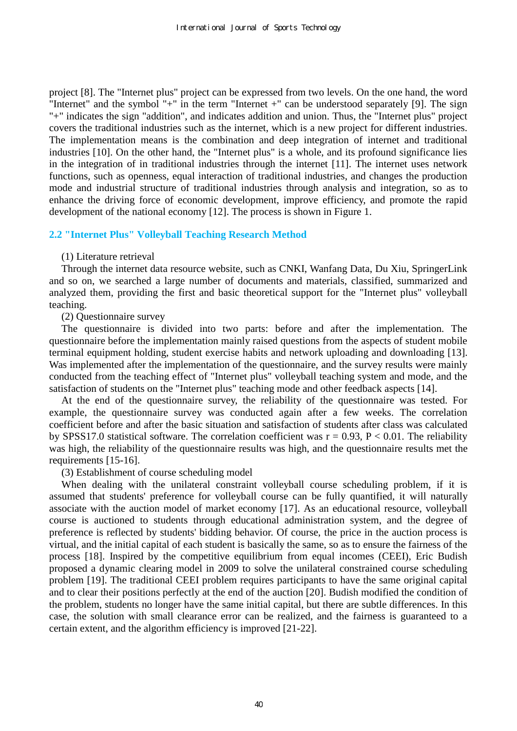project [8]. The "Internet plus" project can be expressed from two levels. On the one hand, the word "Internet" and the symbol "+" in the term "Internet +" can be understood separately [9]. The sign "+" indicates the sign "addition", and indicates addition and union. Thus, the "Internet plus" project covers the traditional industries such as the internet, which is a new project for different industries. The implementation means is the combination and deep integration of internet and traditional industries [10]. On the other hand, the "Internet plus" is a whole, and its profound significance lies in the integration of in traditional industries through the internet [11]. The internet uses network functions, such as openness, equal interaction of traditional industries, and changes the production mode and industrial structure of traditional industries through analysis and integration, so as to enhance the driving force of economic development, improve efficiency, and promote the rapid development of the national economy [12]. The process is shown in Figure 1.

### 2.2 "Internet Plus" Volleyball Teaching Research Method

(1) Literature retrieval

Through the internet data resource website, such as CNKI, Wanfang Data, Du Xiu, SpringerLink and so on, we searched a large number of documents and materials, classified, summarized and analyzed them, providing the first and basic theoretical support for the "Internet plus" volleyball teaching.

(2) Questionnaire survey

The questionnaire is divided into two parts: before and after the implementation. The questionnaire before the implementation mainly raised questions from the aspects of student mobile terminal equipment holding, student exercise habits and network uploading and downloading [13]. Was implemented after the implementation of the questionnaire, and the survey results were mainly conducted from the teaching effect of "Internet plus" volleyball teaching system and mode, and the satisfaction of students on the "Internet plus" teaching mode and other feedback aspects [14].

At the end of the questionnaire survey, the reliability of the questionnaire was tested. For example, the questionnaire survey was conducted again after a few weeks. The correlation coefficient before and after the basic situation and satisfaction of students after class was calculated by SPSS17.0 statistical software. The correlation coefficient was $r = 0.93$, $P < 0.01$. The reliability was high, the reliability of the questionnaire results was high, and the questionnaire results met the requirements [15-16].

(3) Establishment of course scheduling model

When dealing with the unilateral constraint volleyball course scheduling problem, if it is assumed that students' preference for volleyball course can be fully quantified, it will naturally associate with the auction model of market economy [17]. As an educational resource, volleyball course is auctioned to students through educational administration system, and the degree of preference is reflected by students' bidding behavior. Of course, the price in the auction process is virtual, and the initial capital of each student is basically the same, so as to ensure the fairness of the process [18]. Inspired by the competitive equilibrium from equal incomes (CEEI), Eric Budish proposed a dynamic clearing model in 2009 to solve the unilateral constrained course scheduling problem [19]. The traditional CEEI problem requires participants to have the same original capital and to clear their positions perfectly at the end of the auction [20]. Budish modified the condition of the problem, students no longer have the same initial capital, but there are subtle differences. In this case, the solution with small clearance error can be realized, and the fairness is guaranteed to a certain extent, and the algorithm efficiency is improved [21-22].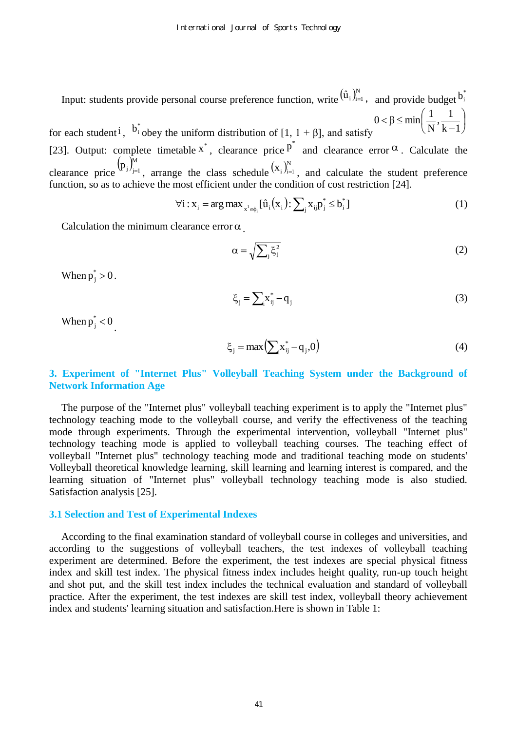Input: students provide personal course preference function, write $(\hat{u}_i)_{i=1}^{N}$, and provide budget $b_i^*$ for each student $i$, $b_i^*$ obey the uniform distribution of [1, 1 + β], and satisfy $0 < \beta \le \min\left(\frac{1}{N}, \frac{1}{k-1}\right)$ [23]. Output: complete timetable $x^*$, clearance price $p^*$ and clearance error $\alpha$. Calculate the clearance price $(p_j)_{j=1}^{M}$, arrange the class schedule $(x_i)_{i=1}^{N}$, and calculate the student preference function, so as to achieve the most efficient under the condition of cost restriction [24].

$$\forall i: x_i = \arg\max_{x^1 \in \phi_i} [\hat{u}_i(x_i): \sum_j x_{ij} p_j^* \le b_i^*] \tag{1}$$

Calculation the minimum clearance error $\alpha$.

$$\alpha = \sqrt{\sum_j \xi_j^2} \tag{2}$$

When $p_j^* > 0$.

$$\xi_j = \sum_i x_{ij}^* - q_j \tag{3}$$

When $p_j^* < 0$.

$$\xi_j = \max\left(\sum_i x_{ij}^* - q_j, 0\right) \tag{4}$$

## 3. Experiment of "Internet Plus" Volleyball Teaching System under the Background of Network Information Age

The purpose of the "Internet plus" volleyball teaching experiment is to apply the "Internet plus" technology teaching mode to the volleyball course, and verify the effectiveness of the teaching mode through experiments. Through the experimental intervention, volleyball "Internet plus" technology teaching mode is applied to volleyball teaching courses. The teaching effect of volleyball "Internet plus" technology teaching mode and traditional teaching mode on students' Volleyball theoretical knowledge learning, skill learning and learning interest is compared, and the learning situation of "Internet plus" volleyball technology teaching mode is also studied. Satisfaction analysis [25].

### 3.1 Selection and Test of Experimental Indexes

According to the final examination standard of volleyball course in colleges and universities, and according to the suggestions of volleyball teachers, the test indexes of volleyball teaching experiment are determined. Before the experiment, the test indexes are special physical fitness index and skill test index. The physical fitness index includes height quality, run-up touch height and shot put, and the skill test index includes the technical evaluation and standard of volleyball practice. After the experiment, the test indexes are skill test index, volleyball theory achievement index and students' learning situation and satisfaction.Here is shown in Table 1: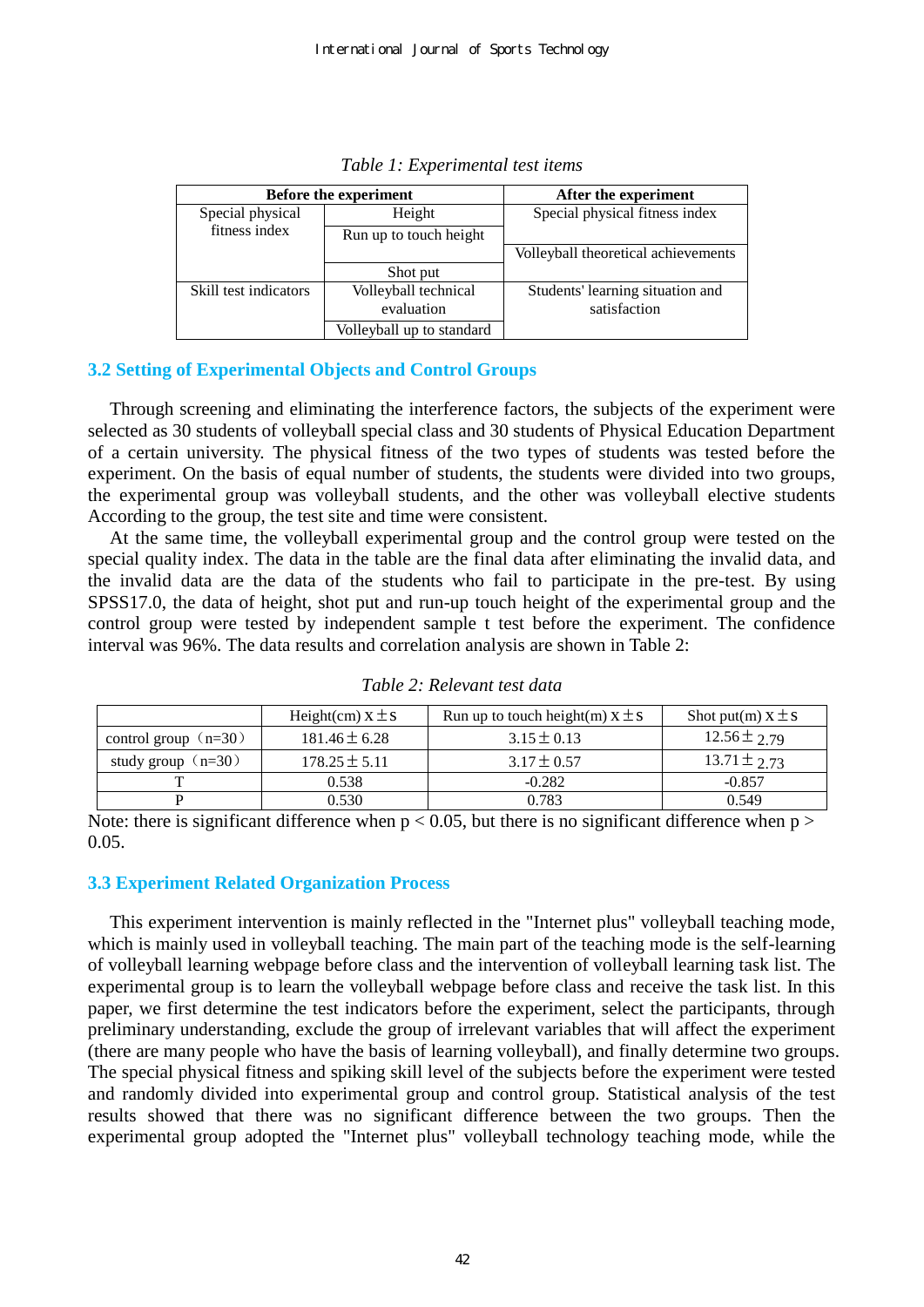*Table 1: Experimental test items*

| Before the experiment | | After the experiment |
|---|---|---|
| Special physical fitness index | Height | Special physical fitness index |
| | Run up to touch height | |
| | | Volleyball theoretical achievements |
| | Shot put | |
| Skill test indicators | Volleyball technical evaluation | Students' learning situation and satisfaction |
| | Volleyball up to standard | |

### 3.2 Setting of Experimental Objects and Control Groups

Through screening and eliminating the interference factors, the subjects of the experiment were selected as 30 students of volleyball special class and 30 students of Physical Education Department of a certain university. The physical fitness of the two types of students was tested before the experiment. On the basis of equal number of students, the students were divided into two groups, the experimental group was volleyball students, and the other was volleyball elective students According to the group, the test site and time were consistent.

At the same time, the volleyball experimental group and the control group were tested on the special quality index. The data in the table are the final data after eliminating the invalid data, and the invalid data are the data of the students who fail to participate in the pre-test. By using SPSS17.0, the data of height, shot put and run-up touch height of the experimental group and the control group were tested by independent sample t test before the experiment. The confidence interval was 96%. The data results and correlation analysis are shown in Table 2:

*Table 2: Relevant test data*

| | Height(cm) $x \pm s$ | Run up to touch height(m) $x \pm s$ | Shot put(m) $x \pm s$ |
|---|---|---|---|
| control group（n=30） | $181.46 \pm 6.28$ | $3.15 \pm 0.13$ | $12.56 \pm 2.79$ |
| study group（n=30） | $178.25 \pm 5.11$ | $3.17 \pm 0.57$ | $13.71 \pm 2.73$ |
| T | 0.538 | -0.282 | -0.857 |
| P | 0.530 | 0.783 | 0.549 |

Note: there is significant difference when $p < 0.05$, but there is no significant difference when $p > 0.05$.

### 3.3 Experiment Related Organization Process

This experiment intervention is mainly reflected in the "Internet plus" volleyball teaching mode, which is mainly used in volleyball teaching. The main part of the teaching mode is the self-learning of volleyball learning webpage before class and the intervention of volleyball learning task list. The experimental group is to learn the volleyball webpage before class and receive the task list. In this paper, we first determine the test indicators before the experiment, select the participants, through preliminary understanding, exclude the group of irrelevant variables that will affect the experiment (there are many people who have the basis of learning volleyball), and finally determine two groups. The special physical fitness and spiking skill level of the subjects before the experiment were tested and randomly divided into experimental group and control group. Statistical analysis of the test results showed that there was no significant difference between the two groups. Then the experimental group adopted the "Internet plus" volleyball technology teaching mode, while the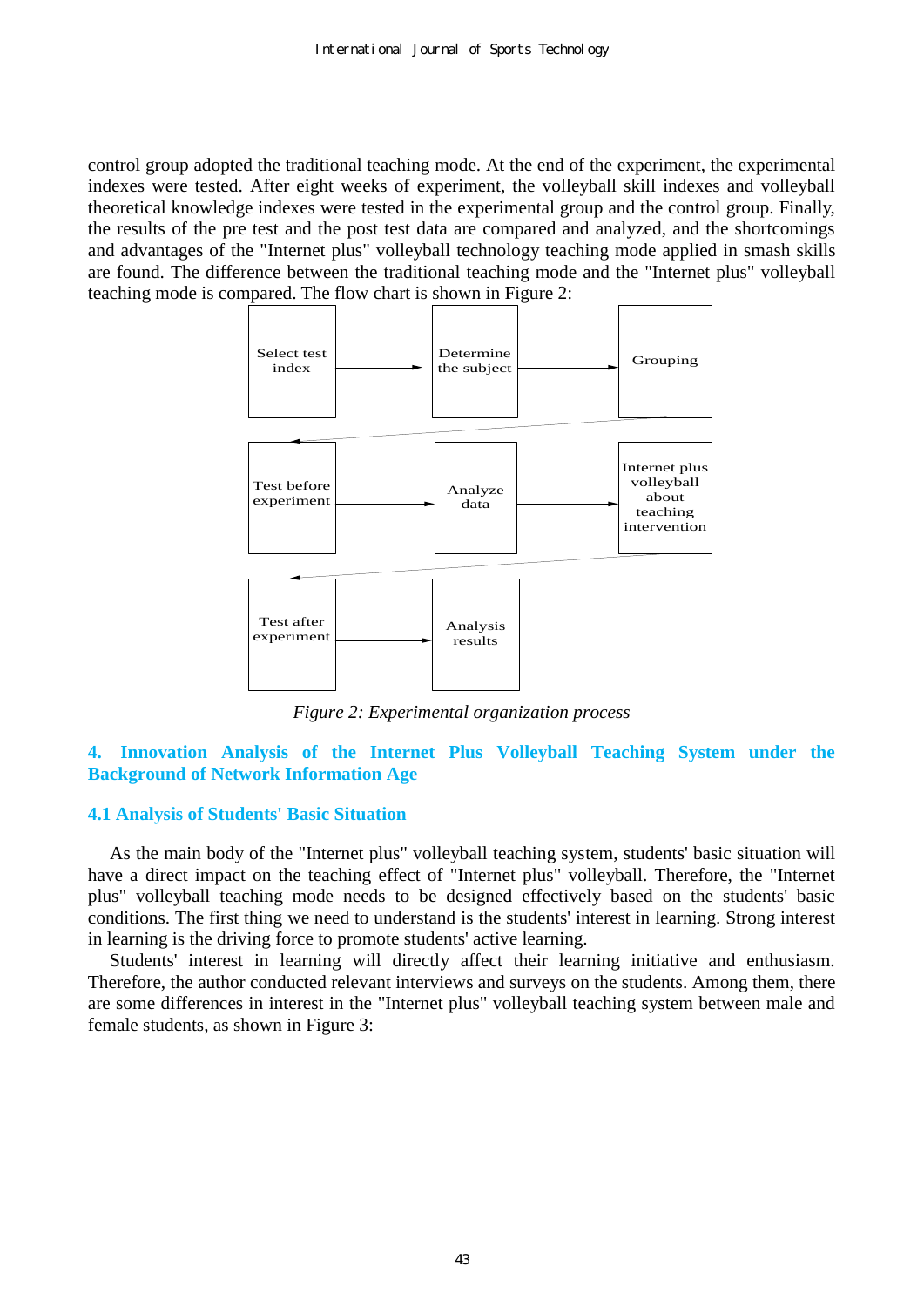control group adopted the traditional teaching mode. At the end of the experiment, the experimental indexes were tested. After eight weeks of experiment, the volleyball skill indexes and volleyball theoretical knowledge indexes were tested in the experimental group and the control group. Finally, the results of the pre test and the post test data are compared and analyzed, and the shortcomings and advantages of the "Internet plus" volleyball technology teaching mode applied in smash skills are found. The difference between the traditional teaching mode and the "Internet plus" volleyball teaching mode is compared. The flow chart is shown in Figure 2:

Select test index → Determine the subject → Grouping → Test before experiment → Analyze data → Internet plus volleyball about teaching intervention → Test after experiment → Analysis results

*Figure 2: Experimental organization process*

## 4. Innovation Analysis of the Internet Plus Volleyball Teaching System under the Background of Network Information Age

### 4.1 Analysis of Students' Basic Situation

As the main body of the "Internet plus" volleyball teaching system, students' basic situation will have a direct impact on the teaching effect of "Internet plus" volleyball. Therefore, the "Internet plus" volleyball teaching mode needs to be designed effectively based on the students' basic conditions. The first thing we need to understand is the students' interest in learning. Strong interest in learning is the driving force to promote students' active learning.

Students' interest in learning will directly affect their learning initiative and enthusiasm. Therefore, the author conducted relevant interviews and surveys on the students. Among them, there are some differences in interest in the "Internet plus" volleyball teaching system between male and female students, as shown in Figure 3: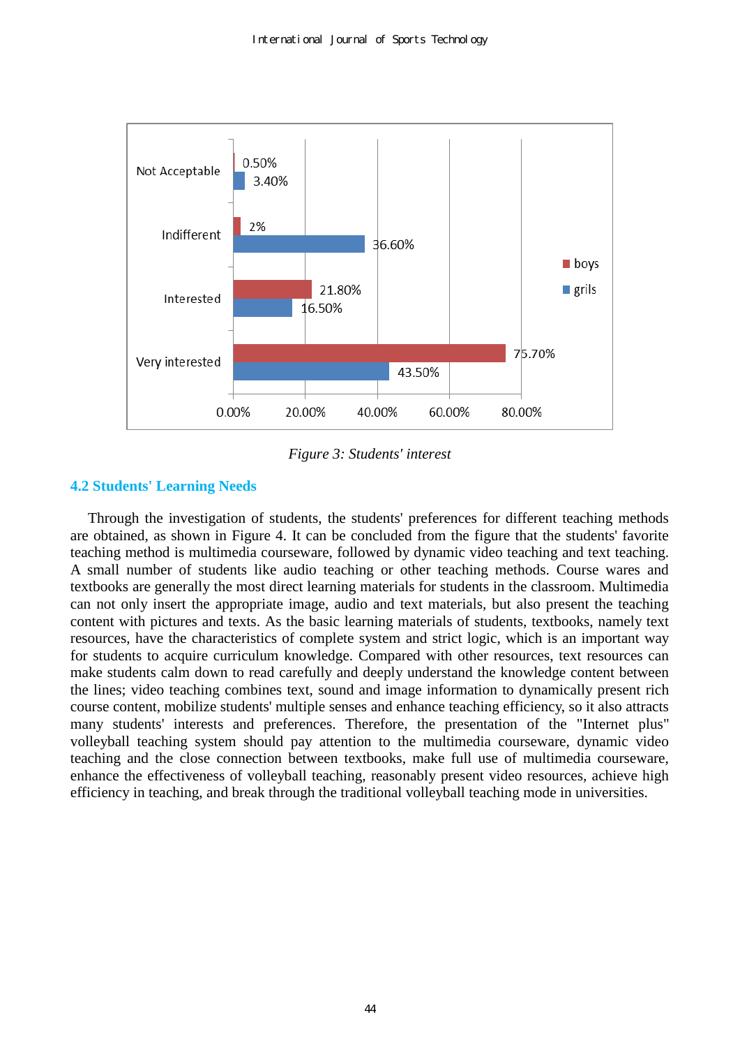Figure 3: Students' interest

## 4.2 Students' Learning Needs

Through the investigation of students, the students' preferences for different teaching methods are obtained, as shown in Figure 4. It can be concluded from the figure that the students' favorite teaching method is multimedia courseware, followed by dynamic video teaching and text teaching. A small number of students like audio teaching or other teaching methods. Course wares and textbooks are generally the most direct learning materials for students in the classroom. Multimedia can not only insert the appropriate image, audio and text materials, but also present the teaching content with pictures and texts. As the basic learning materials of students, textbooks, namely text resources, have the characteristics of complete system and strict logic, which is an important way for students to acquire curriculum knowledge. Compared with other resources, text resources can make students calm down to read carefully and deeply understand the knowledge content between the lines; video teaching combines text, sound and image information to dynamically present rich course content, mobilize students' multiple senses and enhance teaching efficiency, so it also attracts many students' interests and preferences. Therefore, the presentation of the "Internet plus" volleyball teaching system should pay attention to the multimedia courseware, dynamic video teaching and the close connection between textbooks, make full use of multimedia courseware, enhance the effectiveness of volleyball teaching, reasonably present video resources, achieve high efficiency in teaching, and break through the traditional volleyball teaching mode in universities.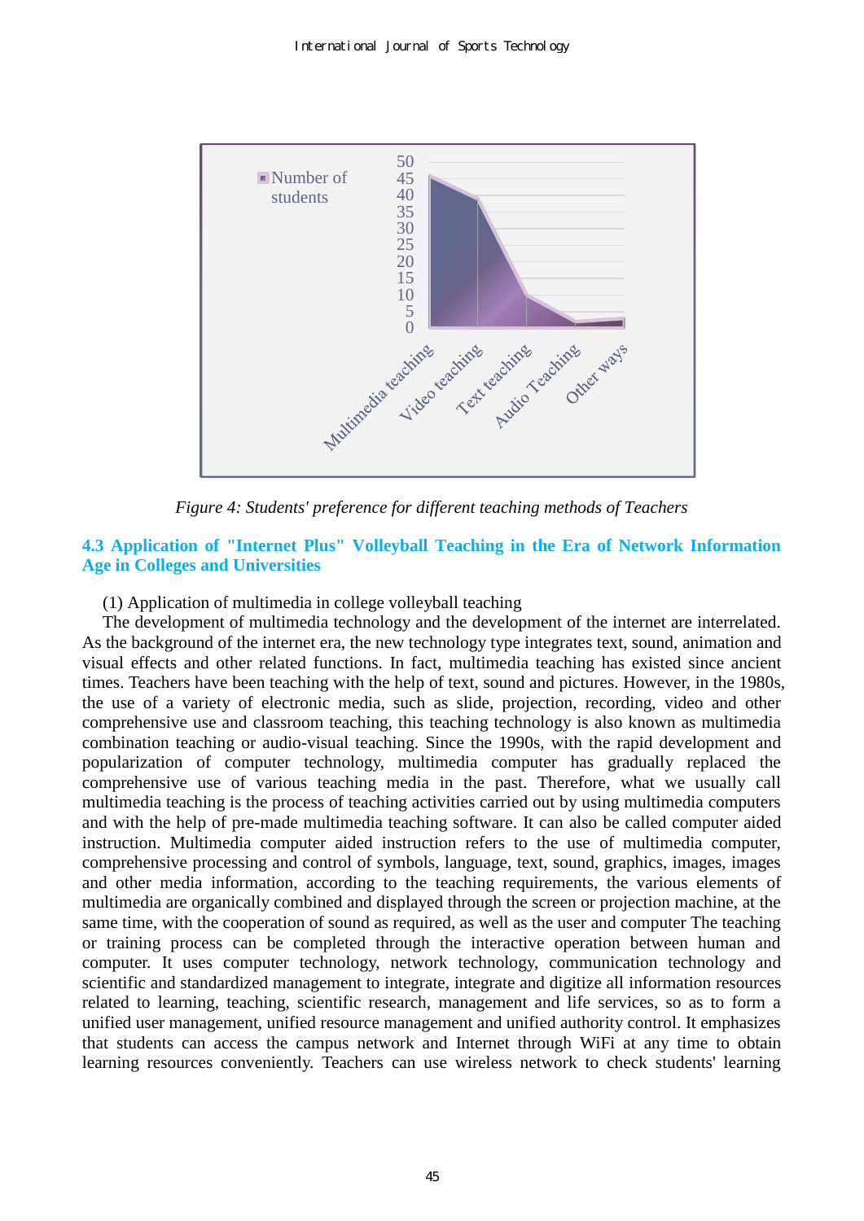Figure 4: Students' preference for different teaching methods of Teachers

### 4.3 Application of "Internet Plus" Volleyball Teaching in the Era of Network Information Age in Colleges and Universities

(1) Application of multimedia in college volleyball teaching

The development of multimedia technology and the development of the internet are interrelated. As the background of the internet era, the new technology type integrates text, sound, animation and visual effects and other related functions. In fact, multimedia teaching has existed since ancient times. Teachers have been teaching with the help of text, sound and pictures. However, in the 1980s, the use of a variety of electronic media, such as slide, projection, recording, video and other comprehensive use and classroom teaching, this teaching technology is also known as multimedia combination teaching or audio-visual teaching. Since the 1990s, with the rapid development and popularization of computer technology, multimedia computer has gradually replaced the comprehensive use of various teaching media in the past. Therefore, what we usually call multimedia teaching is the process of teaching activities carried out by using multimedia computers and with the help of pre-made multimedia teaching software. It can also be called computer aided instruction. Multimedia computer aided instruction refers to the use of multimedia computer, comprehensive processing and control of symbols, language, text, sound, graphics, images, images and other media information, according to the teaching requirements, the various elements of multimedia are organically combined and displayed through the screen or projection machine, at the same time, with the cooperation of sound as required, as well as the user and computer The teaching or training process can be completed through the interactive operation between human and computer. It uses computer technology, network technology, communication technology and scientific and standardized management to integrate, integrate and digitize all information resources related to learning, teaching, scientific research, management and life services, so as to form a unified user management, unified resource management and unified authority control. It emphasizes that students can access the campus network and Internet through WiFi at any time to obtain learning resources conveniently. Teachers can use wireless network to check students' learning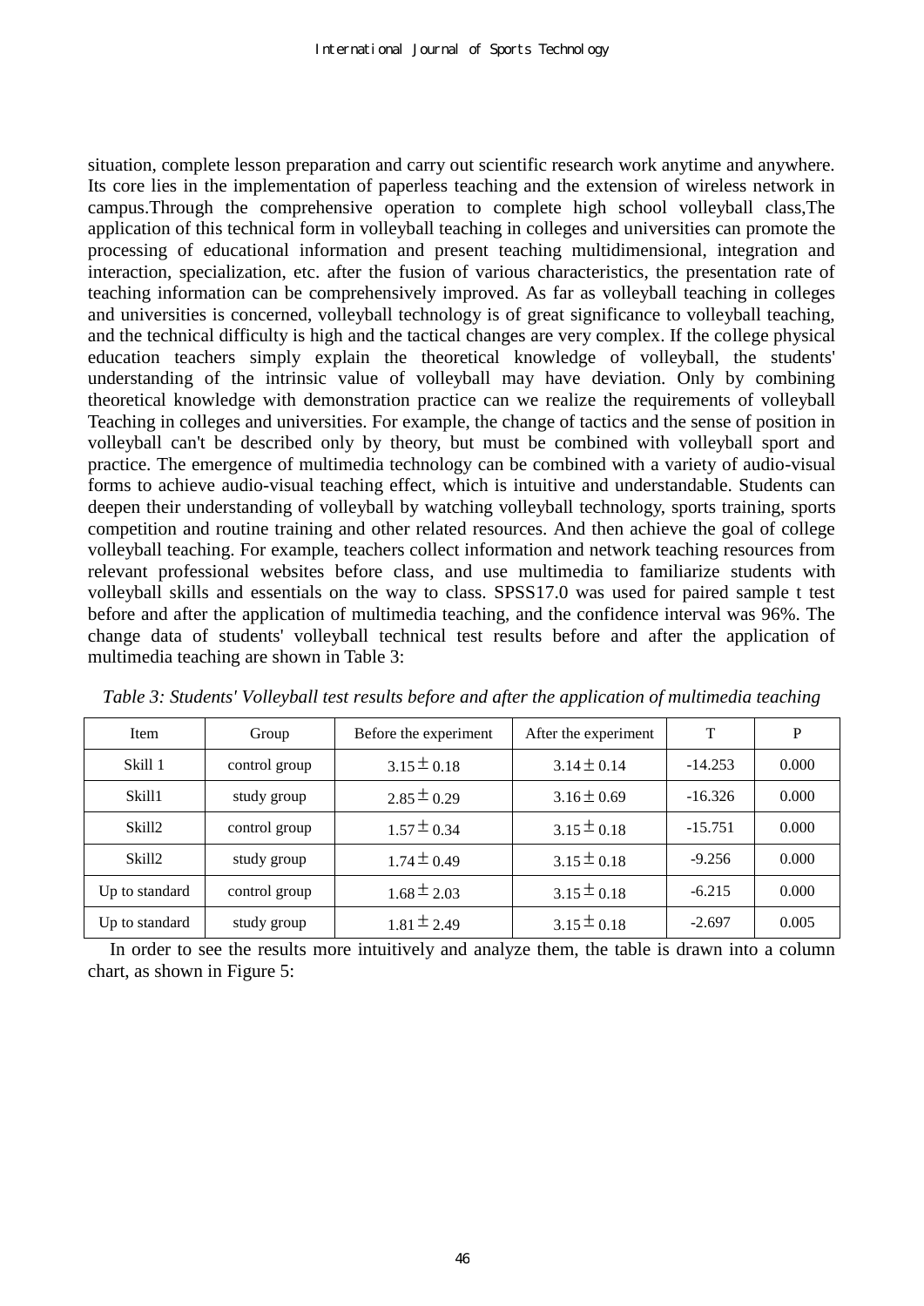situation, complete lesson preparation and carry out scientific research work anytime and anywhere. Its core lies in the implementation of paperless teaching and the extension of wireless network in campus.Through the comprehensive operation to complete high school volleyball class,The application of this technical form in volleyball teaching in colleges and universities can promote the processing of educational information and present teaching multidimensional, integration and interaction, specialization, etc. after the fusion of various characteristics, the presentation rate of teaching information can be comprehensively improved. As far as volleyball teaching in colleges and universities is concerned, volleyball technology is of great significance to volleyball teaching, and the technical difficulty is high and the tactical changes are very complex. If the college physical education teachers simply explain the theoretical knowledge of volleyball, the students' understanding of the intrinsic value of volleyball may have deviation. Only by combining theoretical knowledge with demonstration practice can we realize the requirements of volleyball Teaching in colleges and universities. For example, the change of tactics and the sense of position in volleyball can't be described only by theory, but must be combined with volleyball sport and practice. The emergence of multimedia technology can be combined with a variety of audio-visual forms to achieve audio-visual teaching effect, which is intuitive and understandable. Students can deepen their understanding of volleyball by watching volleyball technology, sports training, sports competition and routine training and other related resources. And then achieve the goal of college volleyball teaching. For example, teachers collect information and network teaching resources from relevant professional websites before class, and use multimedia to familiarize students with volleyball skills and essentials on the way to class. SPSS17.0 was used for paired sample t test before and after the application of multimedia teaching, and the confidence interval was 96%. The change data of students' volleyball technical test results before and after the application of multimedia teaching are shown in Table 3:

*Table 3: Students' Volleyball test results before and after the application of multimedia teaching*

| Item | Group | Before the experiment | After the experiment | T | P |
|---|---|---|---|---|---|
| Skill 1 | control group | $3.15 \pm 0.18$ | $3.14 \pm 0.14$ | -14.253 | 0.000 |
| Skill1 | study group | $2.85 \pm 0.29$ | $3.16 \pm 0.69$ | -16.326 | 0.000 |
| Skill2 | control group | $1.57 \pm 0.34$ | $3.15 \pm 0.18$ | -15.751 | 0.000 |
| Skill2 | study group | $1.74 \pm 0.49$ | $3.15 \pm 0.18$ | -9.256 | 0.000 |
| Up to standard | control group | $1.68 \pm 2.03$ | $3.15 \pm 0.18$ | -6.215 | 0.000 |
| Up to standard | study group | $1.81 \pm 2.49$ | $3.15 \pm 0.18$ | -2.697 | 0.005 |

In order to see the results more intuitively and analyze them, the table is drawn into a column chart, as shown in Figure 5: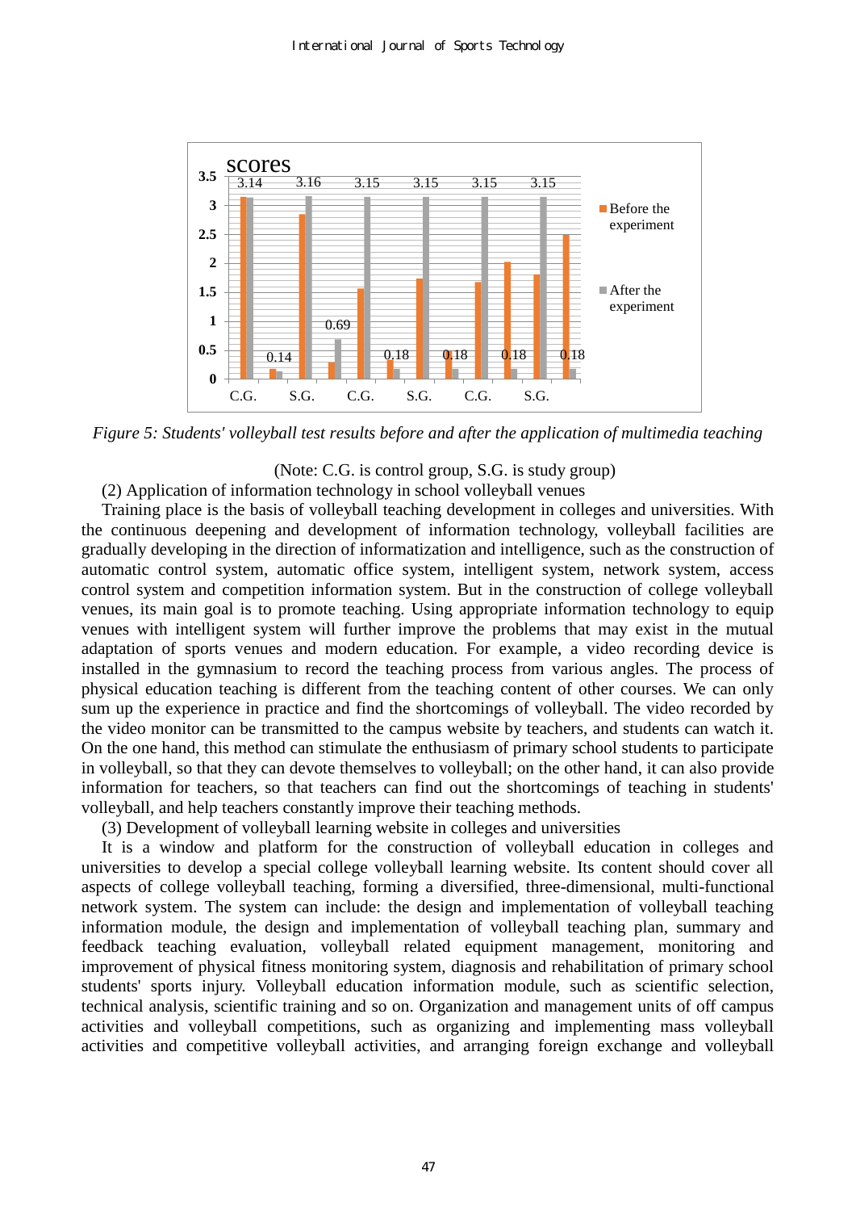*Figure 5: Students' volleyball test results before and after the application of multimedia teaching*

(Note: C.G. is control group, S.G. is study group)

(2) Application of information technology in school volleyball venues

Training place is the basis of volleyball teaching development in colleges and universities. With the continuous deepening and development of information technology, volleyball facilities are gradually developing in the direction of informatization and intelligence, such as the construction of automatic control system, automatic office system, intelligent system, network system, access control system and competition information system. But in the construction of college volleyball venues, its main goal is to promote teaching. Using appropriate information technology to equip venues with intelligent system will further improve the problems that may exist in the mutual adaptation of sports venues and modern education. For example, a video recording device is installed in the gymnasium to record the teaching process from various angles. The process of physical education teaching is different from the teaching content of other courses. We can only sum up the experience in practice and find the shortcomings of volleyball. The video recorded by the video monitor can be transmitted to the campus website by teachers, and students can watch it. On the one hand, this method can stimulate the enthusiasm of primary school students to participate in volleyball, so that they can devote themselves to volleyball; on the other hand, it can also provide information for teachers, so that teachers can find out the shortcomings of teaching in students' volleyball, and help teachers constantly improve their teaching methods.

(3) Development of volleyball learning website in colleges and universities

It is a window and platform for the construction of volleyball education in colleges and universities to develop a special college volleyball learning website. Its content should cover all aspects of college volleyball teaching, forming a diversified, three-dimensional, multi-functional network system. The system can include: the design and implementation of volleyball teaching information module, the design and implementation of volleyball teaching plan, summary and feedback teaching evaluation, volleyball related equipment management, monitoring and improvement of physical fitness monitoring system, diagnosis and rehabilitation of primary school students' sports injury. Volleyball education information module, such as scientific selection, technical analysis, scientific training and so on. Organization and management units of off campus activities and volleyball competitions, such as organizing and implementing mass volleyball activities and competitive volleyball activities, and arranging foreign exchange and volleyball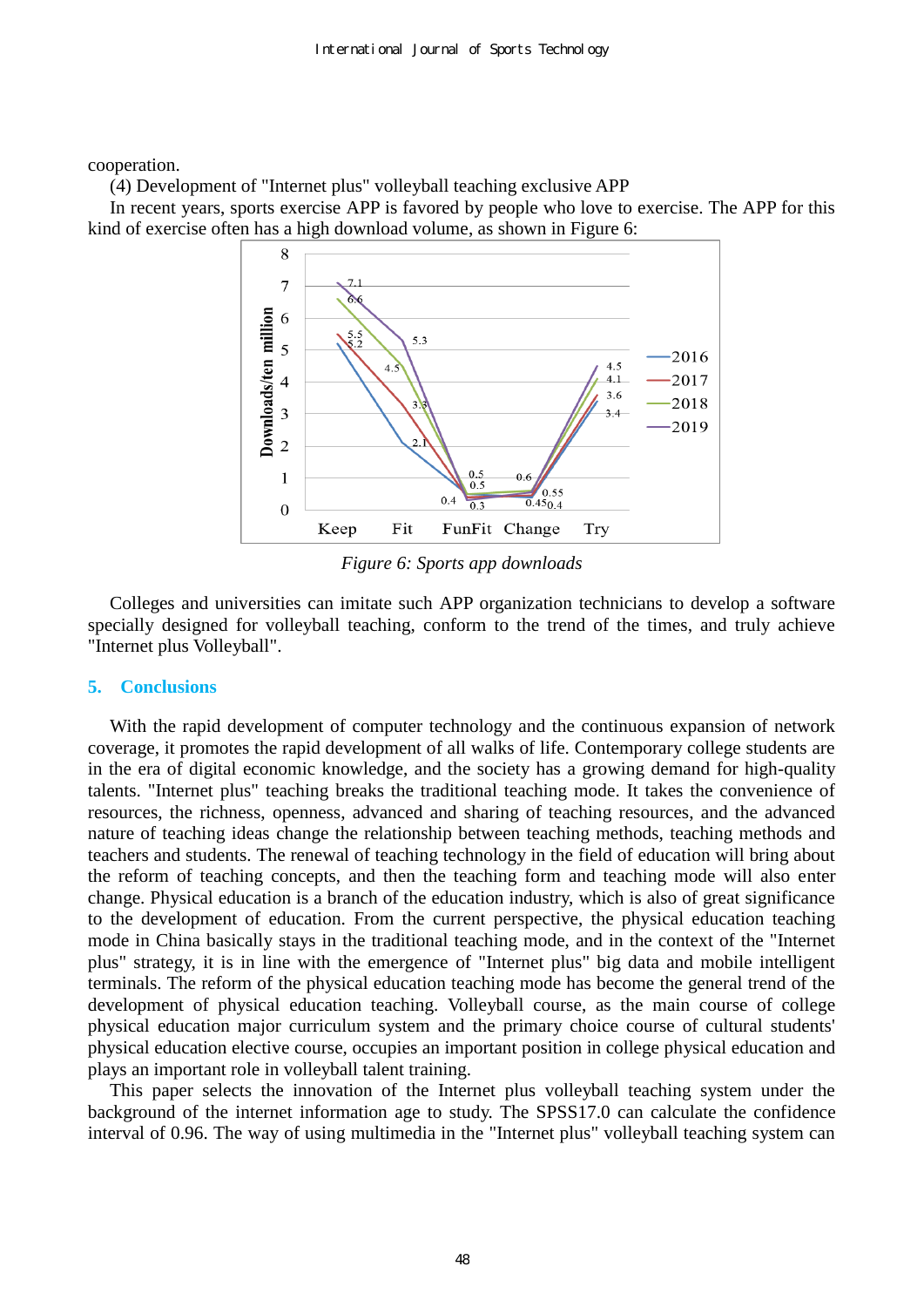cooperation.

(4) Development of "Internet plus" volleyball teaching exclusive APP

In recent years, sports exercise APP is favored by people who love to exercise. The APP for this kind of exercise often has a high download volume, as shown in Figure 6:

*Figure 6: Sports app downloads*

Colleges and universities can imitate such APP organization technicians to develop a software specially designed for volleyball teaching, conform to the trend of the times, and truly achieve "Internet plus Volleyball".

## 5. Conclusions

With the rapid development of computer technology and the continuous expansion of network coverage, it promotes the rapid development of all walks of life. Contemporary college students are in the era of digital economic knowledge, and the society has a growing demand for high-quality talents. "Internet plus" teaching breaks the traditional teaching mode. It takes the convenience of resources, the richness, openness, advanced and sharing of teaching resources, and the advanced nature of teaching ideas change the relationship between teaching methods, teaching methods and teachers and students. The renewal of teaching technology in the field of education will bring about the reform of teaching concepts, and then the teaching form and teaching mode will also enter change. Physical education is a branch of the education industry, which is also of great significance to the development of education. From the current perspective, the physical education teaching mode in China basically stays in the traditional teaching mode, and in the context of the "Internet plus" strategy, it is in line with the emergence of "Internet plus" big data and mobile intelligent terminals. The reform of the physical education teaching mode has become the general trend of the development of physical education teaching. Volleyball course, as the main course of college physical education major curriculum system and the primary choice course of cultural students' physical education elective course, occupies an important position in college physical education and plays an important role in volleyball talent training.

This paper selects the innovation of the Internet plus volleyball teaching system under the background of the internet information age to study. The SPSS17.0 can calculate the confidence interval of 0.96. The way of using multimedia in the "Internet plus" volleyball teaching system can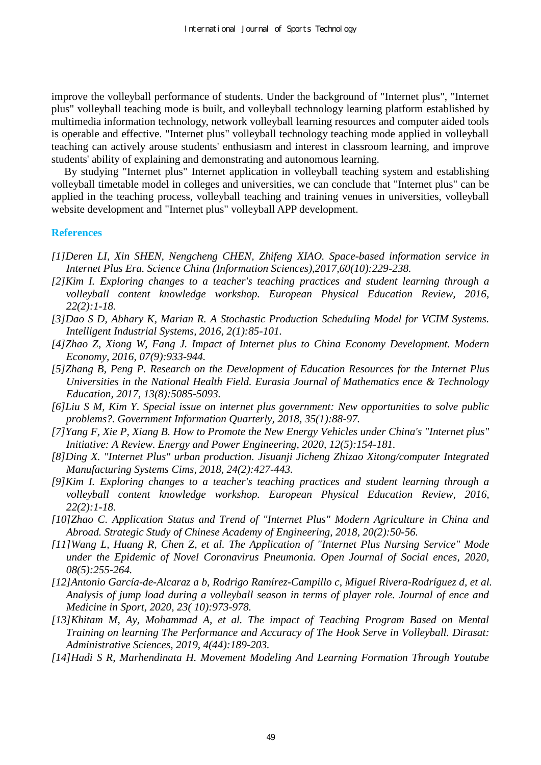improve the volleyball performance of students. Under the background of "Internet plus", "Internet plus" volleyball teaching mode is built, and volleyball technology learning platform established by multimedia information technology, network volleyball learning resources and computer aided tools is operable and effective. "Internet plus" volleyball technology teaching mode applied in volleyball teaching can actively arouse students' enthusiasm and interest in classroom learning, and improve students' ability of explaining and demonstrating and autonomous learning.

By studying "Internet plus" Internet application in volleyball teaching system and establishing volleyball timetable model in colleges and universities, we can conclude that "Internet plus" can be applied in the teaching process, volleyball teaching and training venues in universities, volleyball website development and "Internet plus" volleyball APP development.

## References

*[1]Deren LI, Xin SHEN, Nengcheng CHEN, Zhifeng XIAO. Space-based information service in Internet Plus Era. Science China (Information Sciences),2017,60(10):229-238.*

*[2]Kim I. Exploring changes to a teacher's teaching practices and student learning through a volleyball content knowledge workshop. European Physical Education Review, 2016, 22(2):1-18.*

*[3]Dao S D, Abhary K, Marian R. A Stochastic Production Scheduling Model for VCIM Systems. Intelligent Industrial Systems, 2016, 2(1):85-101.*

*[4]Zhao Z, Xiong W, Fang J. Impact of Internet plus to China Economy Development. Modern Economy, 2016, 07(9):933-944.*

*[5]Zhang B, Peng P. Research on the Development of Education Resources for the Internet Plus Universities in the National Health Field. Eurasia Journal of Mathematics ence & Technology Education, 2017, 13(8):5085-5093.*

*[6]Liu S M, Kim Y. Special issue on internet plus government: New opportunities to solve public problems?. Government Information Quarterly, 2018, 35(1):88-97.*

*[7]Yang F, Xie P, Xiang B. How to Promote the New Energy Vehicles under China's "Internet plus" Initiative: A Review. Energy and Power Engineering, 2020, 12(5):154-181.*

*[8]Ding X. "Internet Plus" urban production. Jisuanji Jicheng Zhizao Xitong/computer Integrated Manufacturing Systems Cims, 2018, 24(2):427-443.*

*[9]Kim I. Exploring changes to a teacher's teaching practices and student learning through a volleyball content knowledge workshop. European Physical Education Review, 2016, 22(2):1-18.*

*[10]Zhao C. Application Status and Trend of "Internet Plus" Modern Agriculture in China and Abroad. Strategic Study of Chinese Academy of Engineering, 2018, 20(2):50-56.*

*[11]Wang L, Huang R, Chen Z, et al. The Application of "Internet Plus Nursing Service" Mode under the Epidemic of Novel Coronavirus Pneumonia. Open Journal of Social ences, 2020, 08(5):255-264.*

*[12]Antonio García-de-Alcaraz a b, Rodrigo Ramírez-Campillo c, Miguel Rivera-Rodríguez d, et al. Analysis of jump load during a volleyball season in terms of player role. Journal of ence and Medicine in Sport, 2020, 23( 10):973-978.*

*[13]Khitam M, Ay, Mohammad A, et al. The impact of Teaching Program Based on Mental Training on learning The Performance and Accuracy of The Hook Serve in Volleyball. Dirasat: Administrative Sciences, 2019, 4(44):189-203.*

*[14]Hadi S R, Marhendinata H. Movement Modeling And Learning Formation Through Youtube*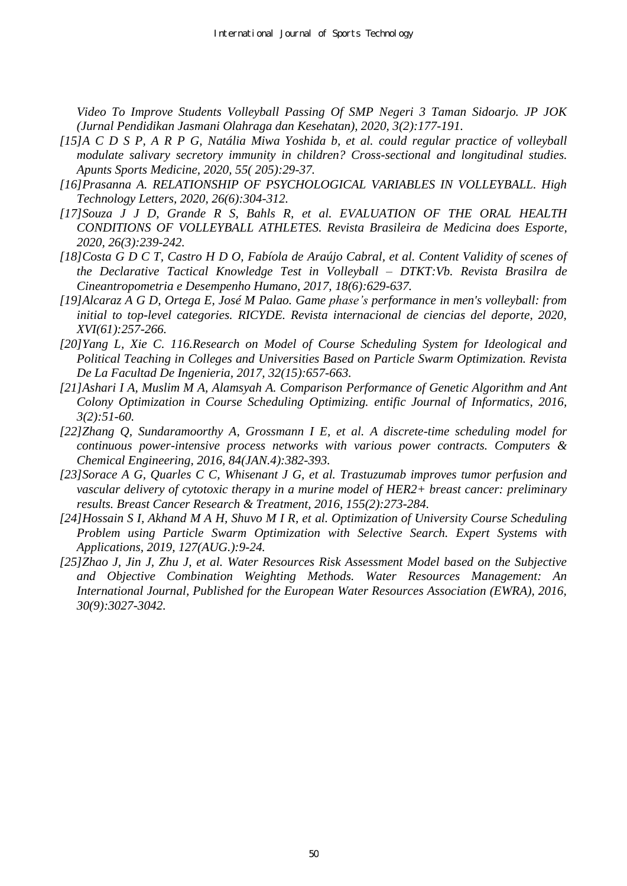*Video To Improve Students Volleyball Passing Of SMP Negeri 3 Taman Sidoarjo. JP JOK (Jurnal Pendidikan Jasmani Olahraga dan Kesehatan), 2020, 3(2):177-191.*

*[15]A C D S P, A R P G, Natália Miwa Yoshida b, et al. could regular practice of volleyball modulate salivary secretory immunity in children? Cross-sectional and longitudinal studies. Apunts Sports Medicine, 2020, 55( 205):29-37.*

*[16]Prasanna A. RELATIONSHIP OF PSYCHOLOGICAL VARIABLES IN VOLLEYBALL. High Technology Letters, 2020, 26(6):304-312.*

*[17]Souza J J D, Grande R S, Bahls R, et al. EVALUATION OF THE ORAL HEALTH CONDITIONS OF VOLLEYBALL ATHLETES. Revista Brasileira de Medicina does Esporte, 2020, 26(3):239-242.*

*[18]Costa G D C T, Castro H D O, Fabíola de Araújo Cabral, et al. Content Validity of scenes of the Declarative Tactical Knowledge Test in Volleyball – DTKT:Vb. Revista Brasilra de Cineantropometria e Desempenho Humano, 2017, 18(6):629-637.*

*[19]Alcaraz A G D, Ortega E, José M Palao. Game phase's performance in men's volleyball: from initial to top-level categories. RICYDE. Revista internacional de ciencias del deporte, 2020, XVI(61):257-266.*

*[20]Yang L, Xie C. 116.Research on Model of Course Scheduling System for Ideological and Political Teaching in Colleges and Universities Based on Particle Swarm Optimization. Revista De La Facultad De Ingenieria, 2017, 32(15):657-663.*

*[21]Ashari I A, Muslim M A, Alamsyah A. Comparison Performance of Genetic Algorithm and Ant Colony Optimization in Course Scheduling Optimizing. entific Journal of Informatics, 2016, 3(2):51-60.*

*[22]Zhang Q, Sundaramoorthy A, Grossmann I E, et al. A discrete-time scheduling model for continuous power-intensive process networks with various power contracts. Computers & Chemical Engineering, 2016, 84(JAN.4):382-393.*

*[23]Sorace A G, Quarles C C, Whisenant J G, et al. Trastuzumab improves tumor perfusion and vascular delivery of cytotoxic therapy in a murine model of HER2+ breast cancer: preliminary results. Breast Cancer Research & Treatment, 2016, 155(2):273-284.*

*[24]Hossain S I, Akhand M A H, Shuvo M I R, et al. Optimization of University Course Scheduling Problem using Particle Swarm Optimization with Selective Search. Expert Systems with Applications, 2019, 127(AUG.):9-24.*

*[25]Zhao J, Jin J, Zhu J, et al. Water Resources Risk Assessment Model based on the Subjective and Objective Combination Weighting Methods. Water Resources Management: An International Journal, Published for the European Water Resources Association (EWRA), 2016, 30(9):3027-3042.*